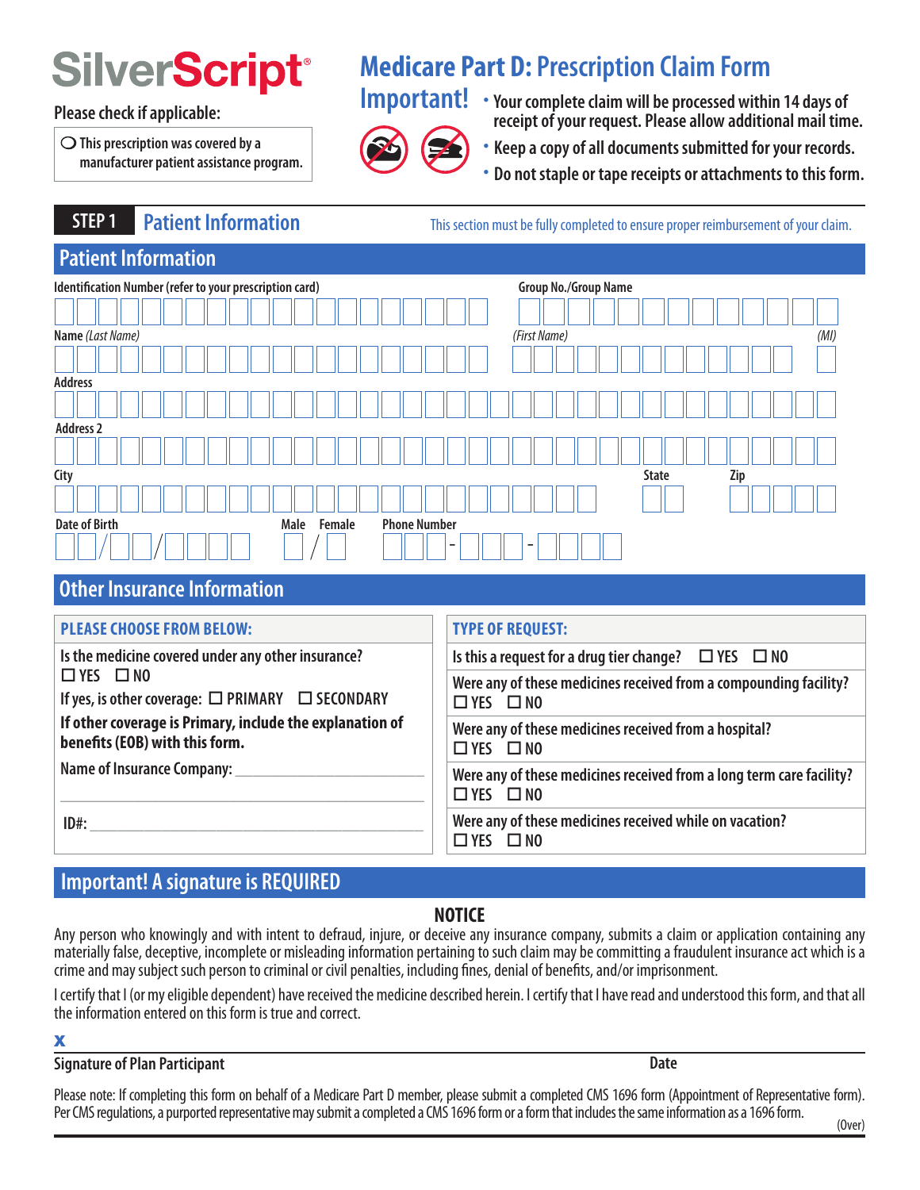# SilverScript®

Please check if applicable:

○ This prescription was covered by a manufacturer patient assistance program.

# Medicare Part D: Prescription Claim Form

## Important!

- Your complete claim will be processed within 14 days of receipt of your request. Please allow additional mail time.
- Keep a copy of all documents submitted for your records.
- Do not staple or tape receipts or attachments to this form.

## STEP 1 Patient Information

This section must be fully completed to ensure proper reimbursement of your claim.

### Patient Information

Identification Number (refer to your prescription card)

Group No./Group Name

Name *(Last Name)* *(First Name)* *(MI)*

Address

Address 2

City State Zip

Date of Birth \_\_/\_\_/\_\_\_\_ Male / Female Phone Number \_\_\_-\_\_\_-\_\_\_\_

### Other Insurance Information

| PLEASE CHOOSE FROM BELOW: | TYPE OF REQUEST: |
|---|---|
| Is the medicine covered under any other insurance?<br>☐ YES ☐ NO<br>If yes, is other coverage: ☐ PRIMARY ☐ SECONDARY | Is this a request for a drug tier change? ☐ YES ☐ NO |
| **If other coverage is Primary, include the explanation of benefits (EOB) with this form.** | Were any of these medicines received from a compounding facility?<br>☐ YES ☐ NO |
| Name of Insurance Company: \_\_\_\_\_\_\_\_\_\_\_\_\_\_\_\_\_\_\_\_ | Were any of these medicines received from a hospital?<br>☐ YES ☐ NO |
| | Were any of these medicines received from a long term care facility?<br>☐ YES ☐ NO |
| ID#: \_\_\_\_\_\_\_\_\_\_\_\_\_\_\_\_\_\_\_\_ | Were any of these medicines received while on vacation?<br>☐ YES ☐ NO |

### Important! A signature is REQUIRED

**NOTICE**

Any person who knowingly and with intent to defraud, injure, or deceive any insurance company, submits a claim or application containing any materially false, deceptive, incomplete or misleading information pertaining to such claim may be committing a fraudulent insurance act which is a crime and may subject such person to criminal or civil penalties, including fines, denial of benefits, and/or imprisonment.

I certify that I (or my eligible dependent) have received the medicine described herein. I certify that I have read and understood this form, and that all the information entered on this form is true and correct.

**X**

Signature of Plan Participant Date

Please note: If completing this form on behalf of a Medicare Part D member, please submit a completed CMS 1696 form (Appointment of Representative form). Per CMS regulations, a purported representative may submit a completed CMS 1696 form or a form that includes the same information as a 1696 form.

(Over)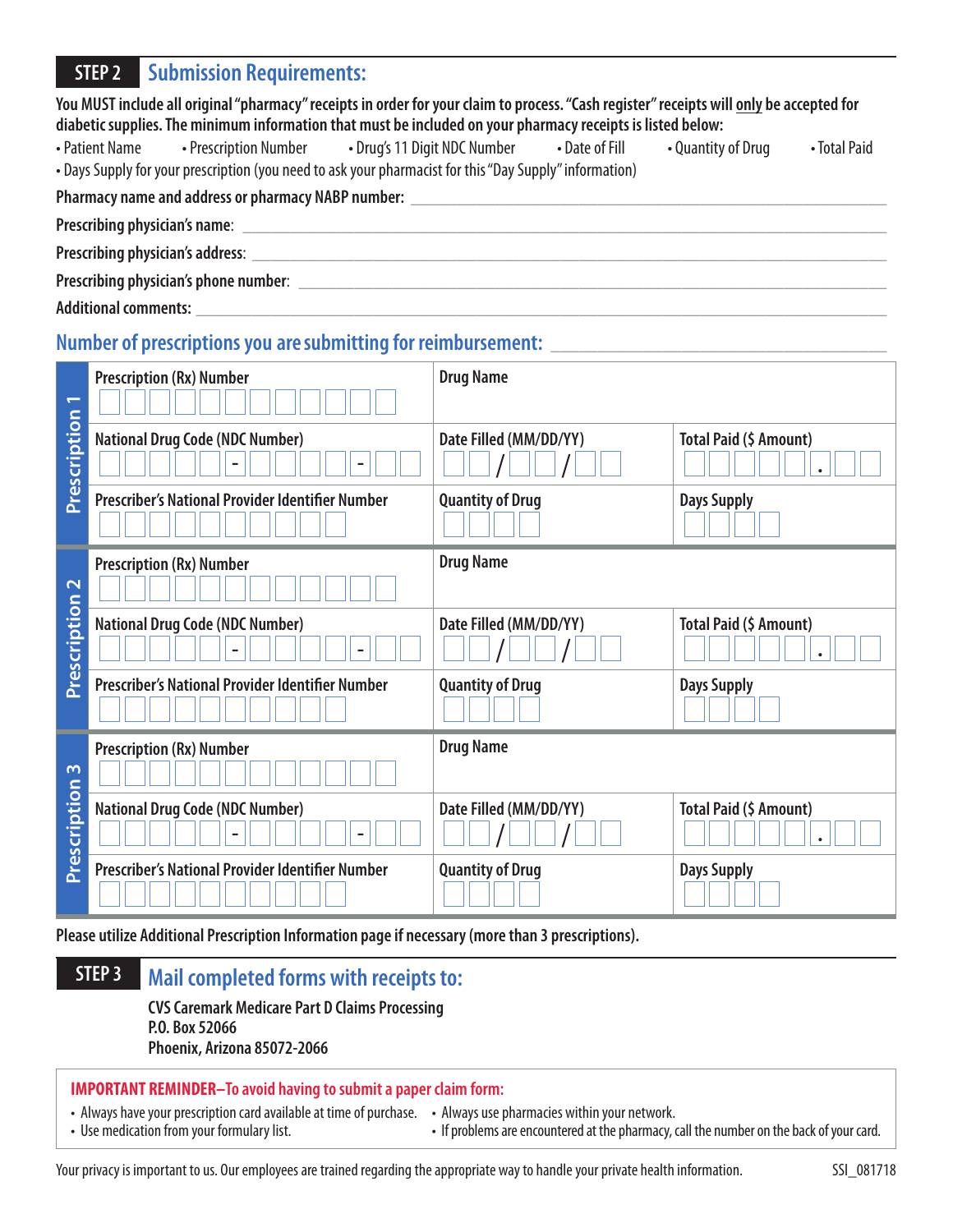## STEP 2 Submission Requirements:

**You MUST include all original "pharmacy" receipts in order for your claim to process. "Cash register" receipts will only be accepted for diabetic supplies. The minimum information that must be included on your pharmacy receipts is listed below:**

- Patient Name
- Prescription Number
- Drug's 11 Digit NDC Number
- Date of Fill
- Quantity of Drug
- Total Paid
- Days Supply for your prescription (you need to ask your pharmacist for this "Day Supply" information)

**Pharmacy name and address or pharmacy NABP number:** ______________________

**Prescribing physician's name:** ______________________

**Prescribing physician's address:** ______________________

**Prescribing physician's phone number:** ______________________

**Additional comments:** ______________________

### Number of prescriptions you are submitting for reimbursement: ______________________

**Prescription 1**

| Prescription (Rx) Number | Drug Name | |
|---|---|---|
| National Drug Code (NDC Number) ☐☐☐☐☐-☐☐☐☐-☐☐ | Date Filled (MM/DD/YY) ☐☐/☐☐/☐☐ | Total Paid ($ Amount) ☐☐☐☐☐.☐☐ |
| Prescriber's National Provider Identifier Number | Quantity of Drug | Days Supply |

**Prescription 2**

| Prescription (Rx) Number | Drug Name | |
|---|---|---|
| National Drug Code (NDC Number) ☐☐☐☐☐-☐☐☐☐-☐☐ | Date Filled (MM/DD/YY) ☐☐/☐☐/☐☐ | Total Paid ($ Amount) ☐☐☐☐☐.☐☐ |
| Prescriber's National Provider Identifier Number | Quantity of Drug | Days Supply |

**Prescription 3**

| Prescription (Rx) Number | Drug Name | |
|---|---|---|
| National Drug Code (NDC Number) ☐☐☐☐☐-☐☐☐☐-☐☐ | Date Filled (MM/DD/YY) ☐☐/☐☐/☐☐ | Total Paid ($ Amount) ☐☐☐☐☐.☐☐ |
| Prescriber's National Provider Identifier Number | Quantity of Drug | Days Supply |

Please utilize Additional Prescription Information page if necessary (more than 3 prescriptions).

## STEP 3 Mail completed forms with receipts to:

**CVS Caremark Medicare Part D Claims Processing**
**P.O. Box 52066**
**Phoenix, Arizona 85072-2066**

**IMPORTANT REMINDER–To avoid having to submit a paper claim form:**

- Always have your prescription card available at time of purchase.
- Use medication from your formulary list.
- Always use pharmacies within your network.
- If problems are encountered at the pharmacy, call the number on the back of your card.

Your privacy is important to us. Our employees are trained regarding the appropriate way to handle your private health information.

SSI_081718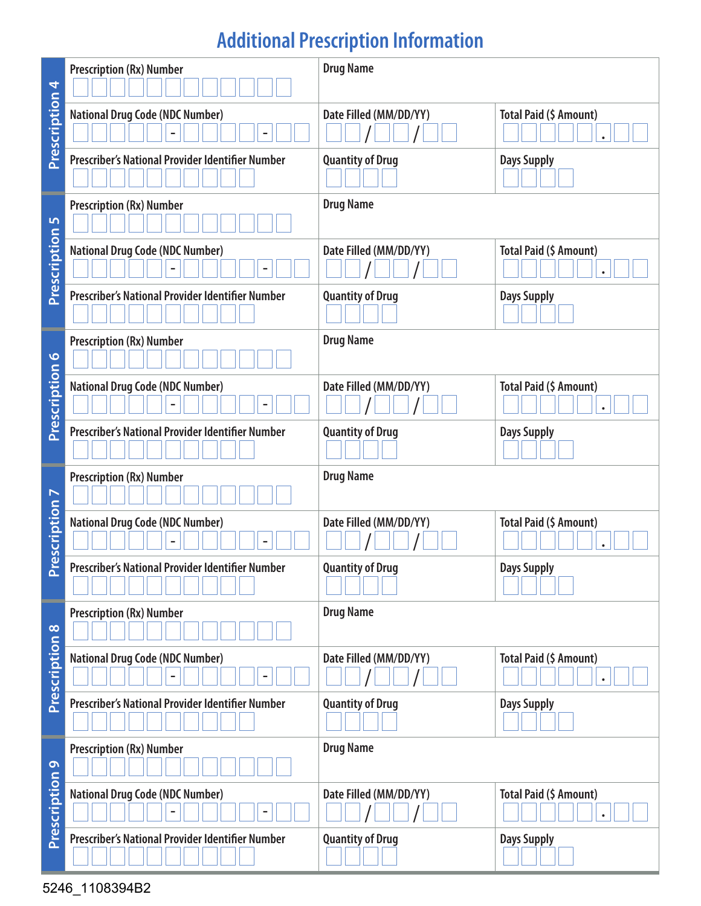# Additional Prescription Information

## Prescription 4

| | | |
|---|---|---|
| Prescription (Rx) Number | Drug Name | |
| National Drug Code (NDC Number) `_ _ _ _ _ - _ _ _ _ - _ _` | Date Filled (MM/DD/YY) `_ _ / _ _ / _ _` | Total Paid ($ Amount) `_ _ _ _ _ . _ _` |
| Prescriber's National Provider Identifier Number | Quantity of Drug | Days Supply |

## Prescription 5

| | | |
|---|---|---|
| Prescription (Rx) Number | Drug Name | |
| National Drug Code (NDC Number) `_ _ _ _ _ - _ _ _ _ - _ _` | Date Filled (MM/DD/YY) `_ _ / _ _ / _ _` | Total Paid ($ Amount) `_ _ _ _ _ . _ _` |
| Prescriber's National Provider Identifier Number | Quantity of Drug | Days Supply |

## Prescription 6

| | | |
|---|---|---|
| Prescription (Rx) Number | Drug Name | |
| National Drug Code (NDC Number) `_ _ _ _ _ - _ _ _ _ - _ _` | Date Filled (MM/DD/YY) `_ _ / _ _ / _ _` | Total Paid ($ Amount) `_ _ _ _ _ . _ _` |
| Prescriber's National Provider Identifier Number | Quantity of Drug | Days Supply |

## Prescription 7

| | | |
|---|---|---|
| Prescription (Rx) Number | Drug Name | |
| National Drug Code (NDC Number) `_ _ _ _ _ - _ _ _ _ - _ _` | Date Filled (MM/DD/YY) `_ _ / _ _ / _ _` | Total Paid ($ Amount) `_ _ _ _ _ . _ _` |
| Prescriber's National Provider Identifier Number | Quantity of Drug | Days Supply |

## Prescription 8

| | | |
|---|---|---|
| Prescription (Rx) Number | Drug Name | |
| National Drug Code (NDC Number) `_ _ _ _ _ - _ _ _ _ - _ _` | Date Filled (MM/DD/YY) `_ _ / _ _ / _ _` | Total Paid ($ Amount) `_ _ _ _ _ . _ _` |
| Prescriber's National Provider Identifier Number | Quantity of Drug | Days Supply |

## Prescription 9

| | | |
|---|---|---|
| Prescription (Rx) Number | Drug Name | |
| National Drug Code (NDC Number) `_ _ _ _ _ - _ _ _ _ - _ _` | Date Filled (MM/DD/YY) `_ _ / _ _ / _ _` | Total Paid ($ Amount) `_ _ _ _ _ . _ _` |
| Prescriber's National Provider Identifier Number | Quantity of Drug | Days Supply |

5246_1108394B2